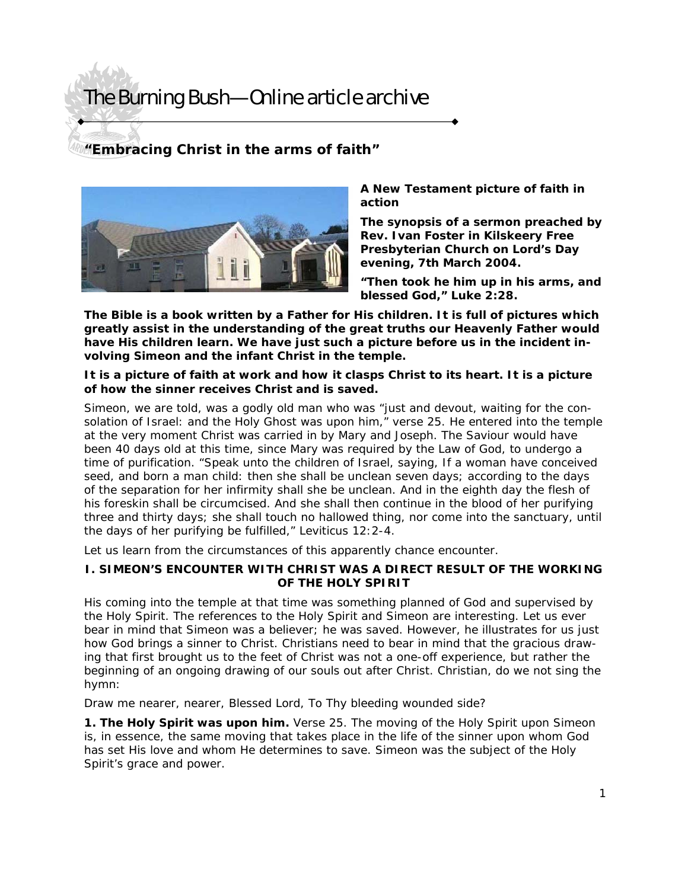# The Burning Bush—Online article archive

## "Embracing Christ in the arms of faith"

**A New Testament picture of faith in action**

**The synopsis of a sermon preached by Rev. Ivan Foster in Kilskeery Free Presbyterian Church on Lord's Day evening, 7th March 2004.**

**"Then took he him up in his arms, and blessed God," Luke 2:28.**

**The Bible is a book written by a Father for His children. It is full of pictures which greatly assist in the understanding of the great truths our Heavenly Father would have His children learn. We have just such a picture before us in the incident involving Simeon and the infant Christ in the temple.**

**It is a picture of faith at work and how it clasps Christ to its heart. It is a picture of how the sinner receives Christ and is saved.**

Simeon, we are told, was a godly old man who was "just and devout, waiting for the consolation of Israel: and the Holy Ghost was upon him," verse 25. He entered into the temple at the very moment Christ was carried in by Mary and Joseph. The Saviour would have been 40 days old at this time, since Mary was required by the Law of God, to undergo a time of purification. "Speak unto the children of Israel, saying, If a woman have conceived seed, and born a man child: then she shall be unclean seven days; according to the days of the separation for her infirmity shall she be unclean. And in the eighth day the flesh of his foreskin shall be circumcised. And she shall then continue in the blood of her purifying three and thirty days; she shall touch no hallowed thing, nor come into the sanctuary, until the days of her purifying be fulfilled," Leviticus 12:2-4.

Let us learn from the circumstances of this apparently chance encounter.

### I. SIMEON'S ENCOUNTER WITH CHRIST WAS A DIRECT RESULT OF THE WORKING OF THE HOLY SPIRIT

His coming into the temple at that time was something planned of God and supervised by the Holy Spirit. The references to the Holy Spirit and Simeon are interesting. Let us ever bear in mind that Simeon was a believer; he was saved. However, he illustrates for us just how God brings a sinner to Christ. Christians need to bear in mind that the gracious drawing that first brought us to the feet of Christ was not a one-off experience, but rather the beginning of an ongoing drawing of our souls out after Christ. Christian, do we not sing the hymn:

Draw me nearer, nearer, Blessed Lord, To Thy bleeding wounded side?

**1. The Holy Spirit was upon him.** Verse 25. The moving of the Holy Spirit upon Simeon is, in essence, the same moving that takes place in the life of the sinner upon whom God has set His love and whom He determines to save. Simeon was the subject of the Holy Spirit's grace and power.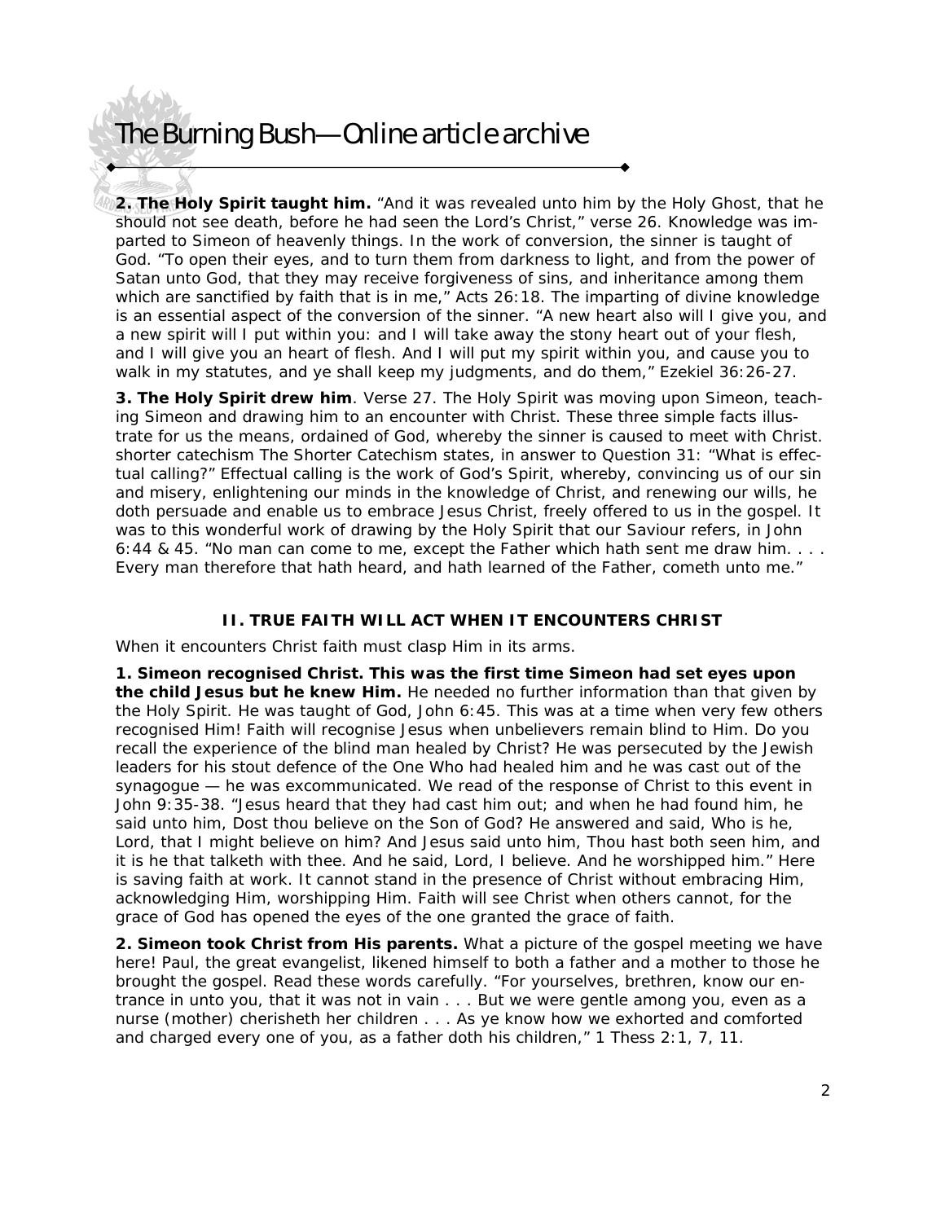**2. The Holy Spirit taught him.** "And it was revealed unto him by the Holy Ghost, that he should not see death, before he had seen the Lord's Christ," verse 26. Knowledge was imparted to Simeon of heavenly things. In the work of conversion, the sinner is taught of God. "To open their eyes, and to turn them from darkness to light, and from the power of Satan unto God, that they may receive forgiveness of sins, and inheritance among them which are sanctified by faith that is in me," Acts 26:18. The imparting of divine knowledge is an essential aspect of the conversion of the sinner. "A new heart also will I give you, and a new spirit will I put within you: and I will take away the stony heart out of your flesh, and I will give you an heart of flesh. And I will put my spirit within you, and cause you to walk in my statutes, and ye shall keep my judgments, and do them," Ezekiel 36:26-27.

**3. The Holy Spirit drew him**. Verse 27. The Holy Spirit was moving upon Simeon, teaching Simeon and drawing him to an encounter with Christ. These three simple facts illustrate for us the means, ordained of God, whereby the sinner is caused to meet with Christ. shorter catechism The Shorter Catechism states, in answer to Question 31: "What is effectual calling?" Effectual calling is the work of God's Spirit, whereby, convincing us of our sin and misery, enlightening our minds in the knowledge of Christ, and renewing our wills, he doth persuade and enable us to embrace Jesus Christ, freely offered to us in the gospel. It was to this wonderful work of drawing by the Holy Spirit that our Saviour refers, in John 6:44 & 45. "No man can come to me, except the Father which hath sent me draw him. . . . Every man therefore that hath heard, and hath learned of the Father, cometh unto me."

### II. TRUE FAITH WILL ACT WHEN IT ENCOUNTERS CHRIST

When it encounters Christ faith must clasp Him in its arms.

**1. Simeon recognised Christ. This was the first time Simeon had set eyes upon the child Jesus but he knew Him.** He needed no further information than that given by the Holy Spirit. He was taught of God, John 6:45. This was at a time when very few others recognised Him! Faith will recognise Jesus when unbelievers remain blind to Him. Do you recall the experience of the blind man healed by Christ? He was persecuted by the Jewish leaders for his stout defence of the One Who had healed him and he was cast out of the synagogue — he was excommunicated. We read of the response of Christ to this event in John 9:35-38. "Jesus heard that they had cast him out; and when he had found him, he said unto him, Dost thou believe on the Son of God? He answered and said, Who is he, Lord, that I might believe on him? And Jesus said unto him, Thou hast both seen him, and it is he that talketh with thee. And he said, Lord, I believe. And he worshipped him." Here is saving faith at work. It cannot stand in the presence of Christ without embracing Him, acknowledging Him, worshipping Him. Faith will see Christ when others cannot, for the grace of God has opened the eyes of the one granted the grace of faith.

**2. Simeon took Christ from His parents.** What a picture of the gospel meeting we have here! Paul, the great evangelist, likened himself to both a father and a mother to those he brought the gospel. Read these words carefully. "For yourselves, brethren, know our entrance in unto you, that it was not in vain . . . But we were gentle among you, even as a nurse (mother) cherisheth her children . . . As ye know how we exhorted and comforted and charged every one of you, as a father doth his children," 1 Thess 2:1, 7, 11.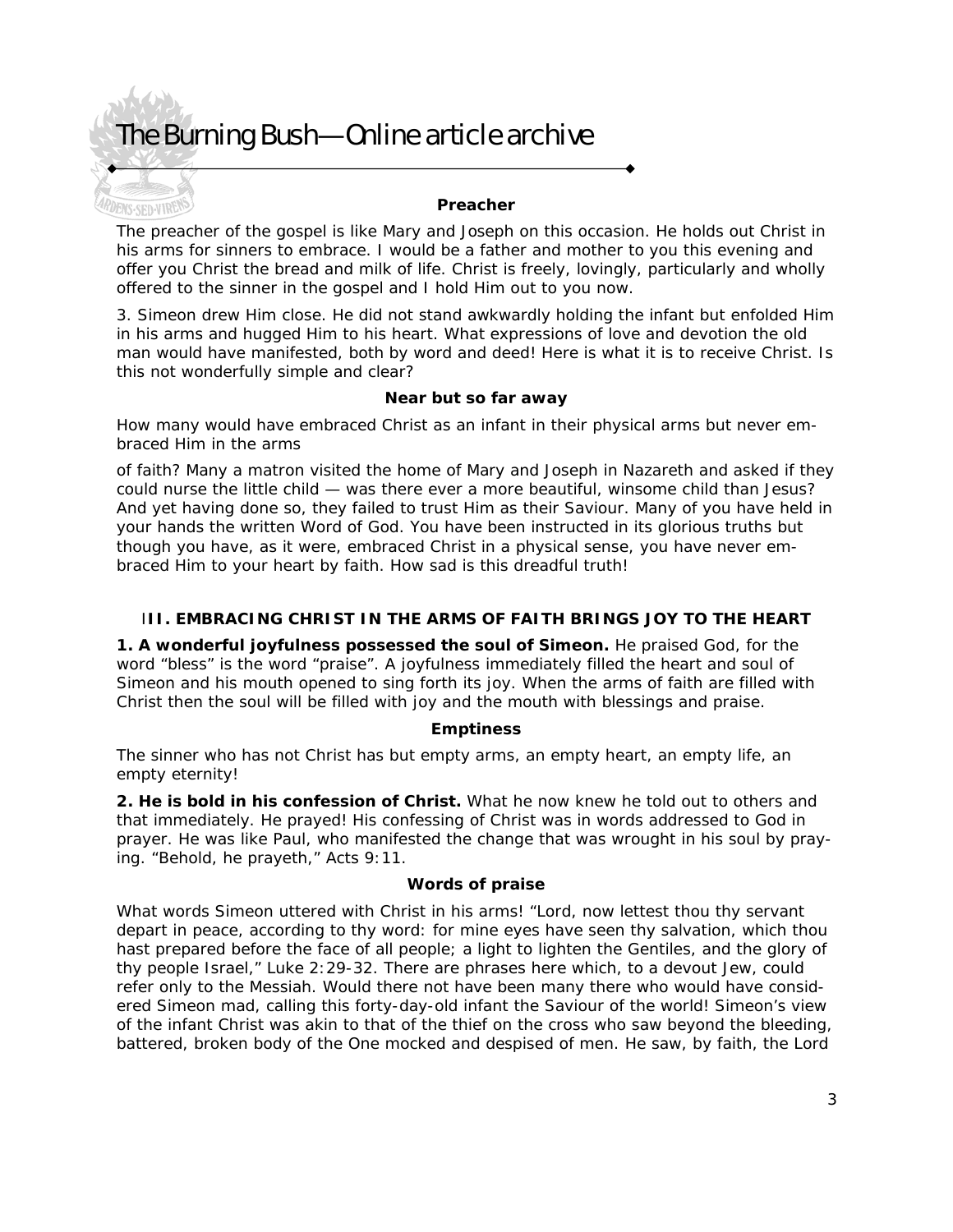**Preacher**

The preacher of the gospel is like Mary and Joseph on this occasion. He holds out Christ in his arms for sinners to embrace. I would be a father and mother to you this evening and offer you Christ the bread and milk of life. Christ is freely, lovingly, particularly and wholly offered to the sinner in the gospel and I hold Him out to you now.

3. Simeon drew Him close. He did not stand awkwardly holding the infant but enfolded Him in his arms and hugged Him to his heart. What expressions of love and devotion the old man would have manifested, both by word and deed! Here is what it is to receive Christ. Is this not wonderfully simple and clear?

**Near but so far away**

How many would have embraced Christ as an infant in their physical arms but never embraced Him in the arms of faith? Many a matron visited the home of Mary and Joseph in Nazareth and asked if they could nurse the little child — was there ever a more beautiful, winsome child than Jesus? And yet having done so, they failed to trust Him as their Saviour. Many of you have held in your hands the written Word of God. You have been instructed in its glorious truths but though you have, as it were, embraced Christ in a physical sense, you have never embraced Him to your heart by faith. How sad is this dreadful truth!

## III. EMBRACING CHRIST IN THE ARMS OF FAITH BRINGS JOY TO THE HEART

**1. A wonderful joyfulness possessed the soul of Simeon.** He praised God, for the word "bless" is the word "praise". A joyfulness immediately filled the heart and soul of Simeon and his mouth opened to sing forth its joy. When the arms of faith are filled with Christ then the soul will be filled with joy and the mouth with blessings and praise.

**Emptiness**

The sinner who has not Christ has but empty arms, an empty heart, an empty life, an empty eternity!

**2. He is bold in his confession of Christ.** What he now knew he told out to others and that immediately. He prayed! His confessing of Christ was in words addressed to God in prayer. He was like Paul, who manifested the change that was wrought in his soul by praying. "Behold, he prayeth," Acts 9:11.

**Words of praise**

What words Simeon uttered with Christ in his arms! "Lord, now lettest thou thy servant depart in peace, according to thy word: for mine eyes have seen thy salvation, which thou hast prepared before the face of all people; a light to lighten the Gentiles, and the glory of thy people Israel," Luke 2:29-32. There are phrases here which, to a devout Jew, could refer only to the Messiah. Would there not have been many there who would have considered Simeon mad, calling this forty-day-old infant the Saviour of the world! Simeon's view of the infant Christ was akin to that of the thief on the cross who saw beyond the bleeding, battered, broken body of the One mocked and despised of men. He saw, by faith, the Lord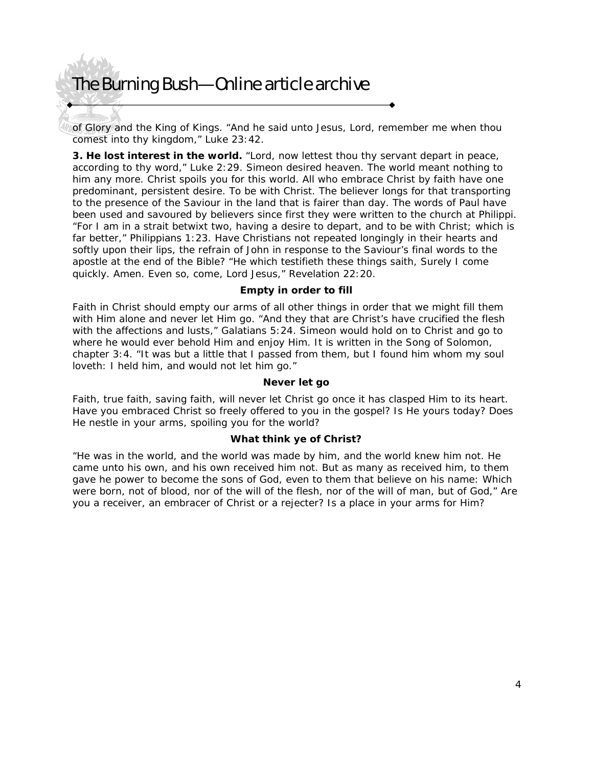of Glory and the King of Kings. "And he said unto Jesus, Lord, remember me when thou comest into thy kingdom," Luke 23:42.

**3. He lost interest in the world.** "Lord, now lettest thou thy servant depart in peace, according to thy word," Luke 2:29. Simeon desired heaven. The world meant nothing to him any more. Christ spoils you for this world. All who embrace Christ by faith have one predominant, persistent desire. To be with Christ. The believer longs for that transporting to the presence of the Saviour in the land that is fairer than day. The words of Paul have been used and savoured by believers since first they were written to the church at Philippi. "For I am in a strait betwixt two, having a desire to depart, and to be with Christ; which is far better," Philippians 1:23. Have Christians not repeated longingly in their hearts and softly upon their lips, the refrain of John in response to the Saviour's final words to the apostle at the end of the Bible? "He which testifieth these things saith, Surely I come quickly. Amen. Even so, come, Lord Jesus," Revelation 22:20.

### Empty in order to fill

Faith in Christ should empty our arms of all other things in order that we might fill them with Him alone and never let Him go. "And they that are Christ's have crucified the flesh with the affections and lusts," Galatians 5:24. Simeon would hold on to Christ and go to where he would ever behold Him and enjoy Him. It is written in the Song of Solomon, chapter 3:4. "It was but a little that I passed from them, but I found him whom my soul loveth: I held him, and would not let him go."

### Never let go

Faith, true faith, saving faith, will never let Christ go once it has clasped Him to its heart. Have you embraced Christ so freely offered to you in the gospel? Is He yours today? Does He nestle in your arms, spoiling you for the world?

### What think ye of Christ?

"He was in the world, and the world was made by him, and the world knew him not. He came unto his own, and his own received him not. But as many as received him, to them gave he power to become the sons of God, even to them that believe on his name: Which were born, not of blood, nor of the will of the flesh, nor of the will of man, but of God," Are you a receiver, an embracer of Christ or a rejecter? Is a place in your arms for Him?